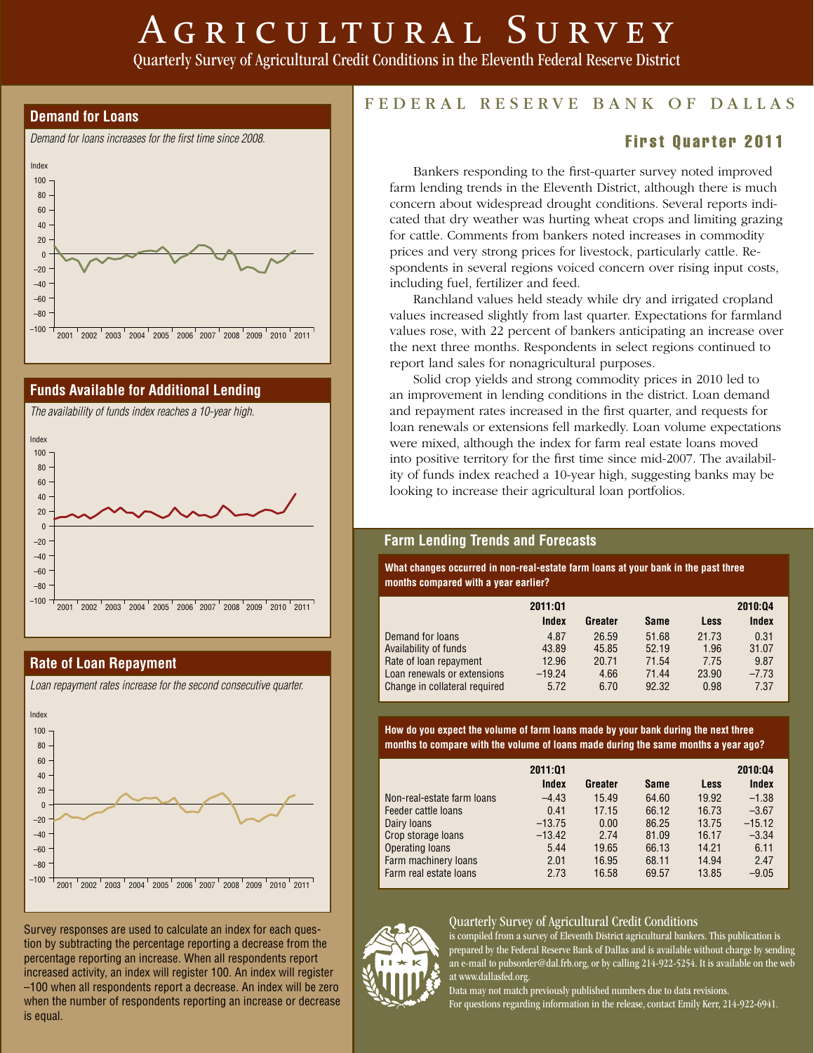# Agricultural Survey

Quarterly Survey of Agricultural Credit Conditions in the Eleventh Federal Reserve District

FEDERAL RESERVE BANK OF DALLAS

## First Quarter 2011

Bankers responding to the first-quarter survey noted improved farm lending trends in the Eleventh District, although there is much concern about widespread drought conditions. Several reports indicated that dry weather was hurting wheat crops and limiting grazing for cattle. Comments from bankers noted increases in commodity prices and very strong prices for livestock, particularly cattle. Respondents in several regions voiced concern over rising input costs, including fuel, fertilizer and feed.

Ranchland values held steady while dry and irrigated cropland values increased slightly from last quarter. Expectations for farmland values rose, with 22 percent of bankers anticipating an increase over the next three months. Respondents in select regions continued to report land sales for nonagricultural purposes.

Solid crop yields and strong commodity prices in 2010 led to an improvement in lending conditions in the district. Loan demand and repayment rates increased in the first quarter, and requests for loan renewals or extensions fell markedly. Loan volume expectations were mixed, although the index for farm real estate loans moved into positive territory for the first time since mid-2007. The availability of funds index reached a 10-year high, suggesting banks may be looking to increase their agricultural loan portfolios.

### Demand for Loans

*Demand for loans increases for the first time since 2008.*

### Funds Available for Additional Lending

*The availability of funds index reaches a 10-year high.*

### Rate of Loan Repayment

*Loan repayment rates increase for the second consecutive quarter.*

Survey responses are used to calculate an index for each question by subtracting the percentage reporting a decrease from the percentage reporting an increase. When all respondents report increased activity, an index will register 100. An index will register –100 when all respondents report a decrease. An index will be zero when the number of respondents reporting an increase or decrease is equal.

## Farm Lending Trends and Forecasts

**What changes occurred in non-real-estate farm loans at your bank in the past three months compared with a year earlier?**

| | 2011:Q1 Index | Greater | Same | Less | 2010:Q4 Index |
|---|---|---|---|---|---|
| Demand for loans | 4.87 | 26.59 | 51.68 | 21.73 | 0.31 |
| Availability of funds | 43.89 | 45.85 | 52.19 | 1.96 | 31.07 |
| Rate of loan repayment | 12.96 | 20.71 | 71.54 | 7.75 | 9.87 |
| Loan renewals or extensions | −19.24 | 4.66 | 71.44 | 23.90 | −7.73 |
| Change in collateral required | 5.72 | 6.70 | 92.32 | 0.98 | 7.37 |

**How do you expect the volume of farm loans made by your bank during the next three months to compare with the volume of loans made during the same months a year ago?**

| | 2011:Q1 Index | Greater | Same | Less | 2010:Q4 Index |
|---|---|---|---|---|---|
| Non-real-estate farm loans | −4.43 | 15.49 | 64.60 | 19.92 | −1.38 |
| Feeder cattle loans | 0.41 | 17.15 | 66.12 | 16.73 | −3.67 |
| Dairy loans | −13.75 | 0.00 | 86.25 | 13.75 | −15.12 |
| Crop storage loans | −13.42 | 2.74 | 81.09 | 16.17 | −3.34 |
| Operating loans | 5.44 | 19.65 | 66.13 | 14.21 | 6.11 |
| Farm machinery loans | 2.01 | 16.95 | 68.11 | 14.94 | 2.47 |
| Farm real estate loans | 2.73 | 16.58 | 69.57 | 13.85 | −9.05 |

**Quarterly Survey of Agricultural Credit Conditions** is compiled from a survey of Eleventh District agricultural bankers. This publication is prepared by the Federal Reserve Bank of Dallas and is available without charge by sending an e-mail to pubsorder@dal.frb.org, or by calling 214-922-5254. It is available on the web at www.dallasfed.org.

Data may not match previously published numbers due to data revisions.

For questions regarding information in the release, contact Emily Kerr, 214-922-6941.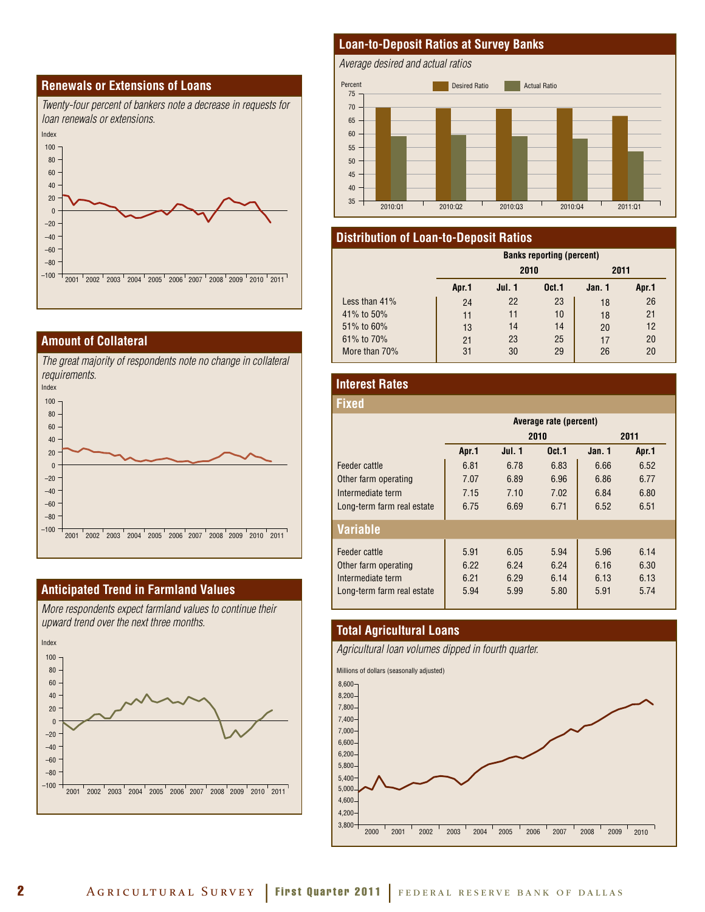## Renewals or Extensions of Loans

*Twenty-four percent of bankers note a decrease in requests for loan renewals or extensions.*

## Amount of Collateral

*The great majority of respondents note no change in collateral requirements.*

## Anticipated Trend in Farmland Values

*More respondents expect farmland values to continue their upward trend over the next three months.*

## Loan-to-Deposit Ratios at Survey Banks

*Average desired and actual ratios*

## Distribution of Loan-to-Deposit Ratios

| | Banks reporting (percent) | | | | |
|---|---|---|---|---|---|
| | 2010 | | | 2011 | |
| | Apr.1 | Jul. 1 | Oct.1 | Jan. 1 | Apr.1 |
| Less than 41% | 24 | 22 | 23 | 18 | 26 |
| 41% to 50% | 11 | 11 | 10 | 18 | 21 |
| 51% to 60% | 13 | 14 | 14 | 20 | 12 |
| 61% to 70% | 21 | 23 | 25 | 17 | 20 |
| More than 70% | 31 | 30 | 29 | 26 | 20 |

## Interest Rates

### Fixed

| | Average rate (percent) | | | | |
|---|---|---|---|---|---|
| | 2010 | | | 2011 | |
| | Apr.1 | Jul. 1 | Oct.1 | Jan. 1 | Apr.1 |
| Feeder cattle | 6.81 | 6.78 | 6.83 | 6.66 | 6.52 |
| Other farm operating | 7.07 | 6.89 | 6.96 | 6.86 | 6.77 |
| Intermediate term | 7.15 | 7.10 | 7.02 | 6.84 | 6.80 |
| Long-term farm real estate | 6.75 | 6.69 | 6.71 | 6.52 | 6.51 |

### Variable

| | Apr.1 | Jul. 1 | Oct.1 | Jan. 1 | Apr.1 |
|---|---|---|---|---|---|
| Feeder cattle | 5.91 | 6.05 | 5.94 | 5.96 | 6.14 |
| Other farm operating | 6.22 | 6.24 | 6.24 | 6.16 | 6.30 |
| Intermediate term | 6.21 | 6.29 | 6.14 | 6.13 | 6.13 |
| Long-term farm real estate | 5.94 | 5.99 | 5.80 | 5.91 | 5.74 |

## Total Agricultural Loans

*Agricultural loan volumes dipped in fourth quarter.*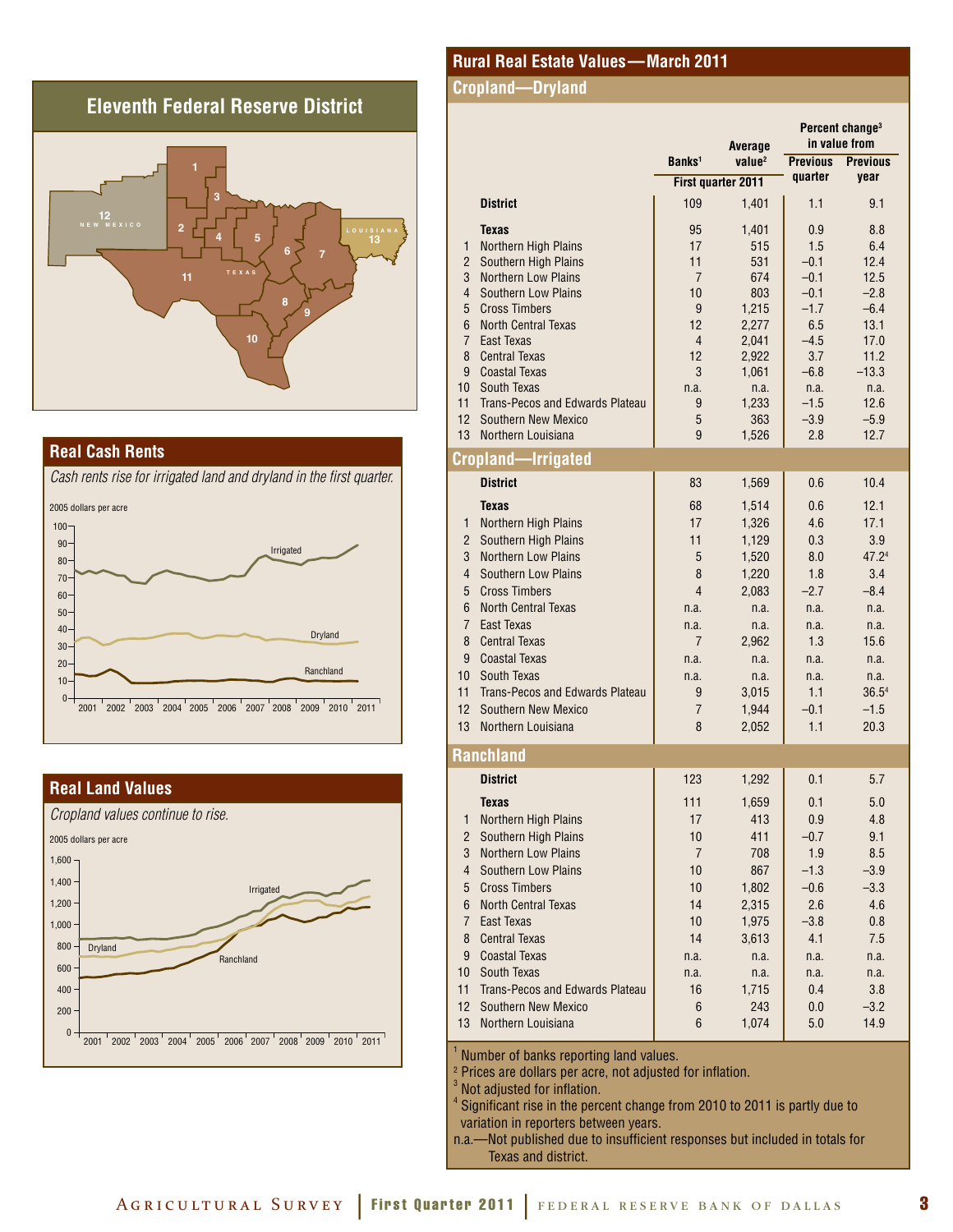## Eleventh Federal Reserve District

## Real Cash Rents

*Cash rents rise for irrigated land and dryland in the first quarter.*

## Real Land Values

*Cropland values continue to rise.*

## Rural Real Estate Values—March 2011

### Cropland—Dryland

| | | Banks[1] (First quarter 2011) | Average value[2] (First quarter 2011) | Percent change[3] in value from Previous quarter | Percent change[3] in value from Previous year |
|---|---|---|---|---|---|
| | **District** | 109 | 1,401 | 1.1 | 9.1 |
| | **Texas** | 95 | 1,401 | 0.9 | 8.8 |
| 1 | Northern High Plains | 17 | 515 | 1.5 | 6.4 |
| 2 | Southern High Plains | 11 | 531 | –0.1 | 12.4 |
| 3 | Northern Low Plains | 7 | 674 | –0.1 | 12.5 |
| 4 | Southern Low Plains | 10 | 803 | –0.1 | –2.8 |
| 5 | Cross Timbers | 9 | 1,215 | –1.7 | –6.4 |
| 6 | North Central Texas | 12 | 2,277 | 6.5 | 13.1 |
| 7 | East Texas | 4 | 2,041 | –4.5 | 17.0 |
| 8 | Central Texas | 12 | 2,922 | 3.7 | 11.2 |
| 9 | Coastal Texas | 3 | 1,061 | –6.8 | –13.3 |
| 10 | South Texas | n.a. | n.a. | n.a. | n.a. |
| 11 | Trans-Pecos and Edwards Plateau | 9 | 1,233 | –1.5 | 12.6 |
| 12 | Southern New Mexico | 5 | 363 | –3.9 | –5.9 |
| 13 | Northern Louisiana | 9 | 1,526 | 2.8 | 12.7 |

### Cropland—Irrigated

| | | Banks[1] | Average value[2] | Previous quarter | Previous year |
|---|---|---|---|---|---|
| | **District** | 83 | 1,569 | 0.6 | 10.4 |
| | **Texas** | 68 | 1,514 | 0.6 | 12.1 |
| 1 | Northern High Plains | 17 | 1,326 | 4.6 | 17.1 |
| 2 | Southern High Plains | 11 | 1,129 | 0.3 | 3.9 |
| 3 | Northern Low Plains | 5 | 1,520 | 8.0 | 47.2[4] |
| 4 | Southern Low Plains | 8 | 1,220 | 1.8 | 3.4 |
| 5 | Cross Timbers | 4 | 2,083 | –2.7 | –8.4 |
| 6 | North Central Texas | n.a. | n.a. | n.a. | n.a. |
| 7 | East Texas | n.a. | n.a. | n.a. | n.a. |
| 8 | Central Texas | 7 | 2,962 | 1.3 | 15.6 |
| 9 | Coastal Texas | n.a. | n.a. | n.a. | n.a. |
| 10 | South Texas | n.a. | n.a. | n.a. | n.a. |
| 11 | Trans-Pecos and Edwards Plateau | 9 | 3,015 | 1.1 | 36.5[4] |
| 12 | Southern New Mexico | 7 | 1,944 | –0.1 | –1.5 |
| 13 | Northern Louisiana | 8 | 2,052 | 1.1 | 20.3 |

### Ranchland

| | | Banks[1] | Average value[2] | Previous quarter | Previous year |
|---|---|---|---|---|---|
| | **District** | 123 | 1,292 | 0.1 | 5.7 |
| | **Texas** | 111 | 1,659 | 0.1 | 5.0 |
| 1 | Northern High Plains | 17 | 413 | 0.9 | 4.8 |
| 2 | Southern High Plains | 10 | 411 | –0.7 | 9.1 |
| 3 | Northern Low Plains | 7 | 708 | 1.9 | 8.5 |
| 4 | Southern Low Plains | 10 | 867 | –1.3 | –3.9 |
| 5 | Cross Timbers | 10 | 1,802 | –0.6 | –3.3 |
| 6 | North Central Texas | 14 | 2,315 | 2.6 | 4.6 |
| 7 | East Texas | 10 | 1,975 | –3.8 | 0.8 |
| 8 | Central Texas | 14 | 3,613 | 4.1 | 7.5 |
| 9 | Coastal Texas | n.a. | n.a. | n.a. | n.a. |
| 10 | South Texas | n.a. | n.a. | n.a. | n.a. |
| 11 | Trans-Pecos and Edwards Plateau | 16 | 1,715 | 0.4 | 3.8 |
| 12 | Southern New Mexico | 6 | 243 | 0.0 | –3.2 |
| 13 | Northern Louisiana | 6 | 1,074 | 5.0 | 14.9 |

[1] Number of banks reporting land values.
[2] Prices are dollars per acre, not adjusted for inflation.
[3] Not adjusted for inflation.
[4] Significant rise in the percent change from 2010 to 2011 is partly due to variation in reporters between years.
n.a.—Not published due to insufficient responses but included in totals for Texas and district.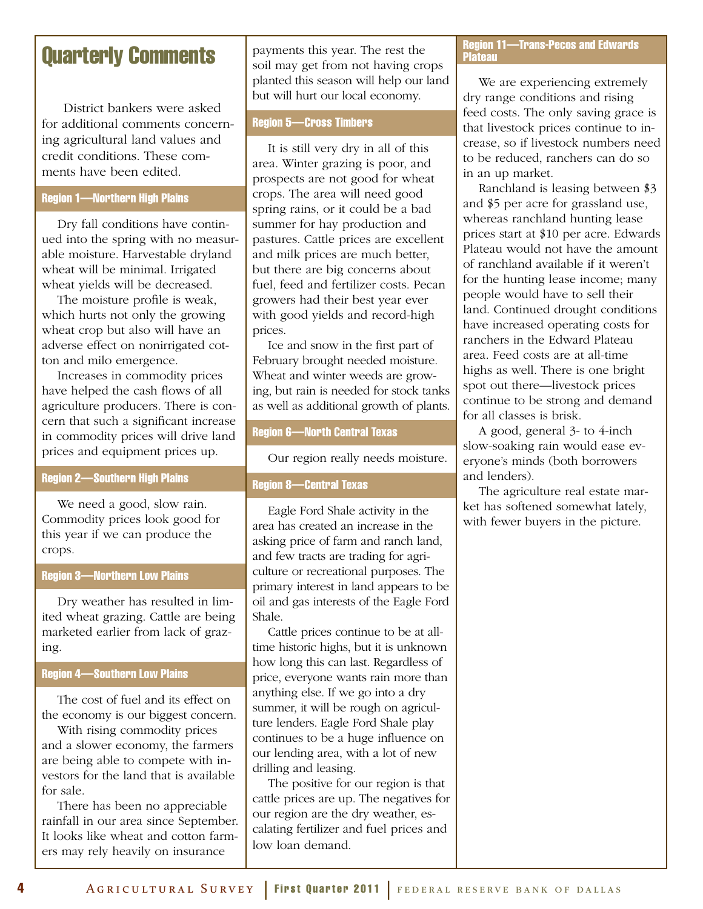# Quarterly Comments

District bankers were asked for additional comments concerning agricultural land values and credit conditions. These comments have been edited.

## Region 1—Northern High Plains

Dry fall conditions have continued into the spring with no measurable moisture. Harvestable dryland wheat will be minimal. Irrigated wheat yields will be decreased.

The moisture profile is weak, which hurts not only the growing wheat crop but also will have an adverse effect on nonirrigated cotton and milo emergence.

Increases in commodity prices have helped the cash flows of all agriculture producers. There is concern that such a significant increase in commodity prices will drive land prices and equipment prices up.

## Region 2—Southern High Plains

We need a good, slow rain. Commodity prices look good for this year if we can produce the crops.

## Region 3—Northern Low Plains

Dry weather has resulted in limited wheat grazing. Cattle are being marketed earlier from lack of grazing.

## Region 4—Southern Low Plains

The cost of fuel and its effect on the economy is our biggest concern.

With rising commodity prices and a slower economy, the farmers are being able to compete with investors for the land that is available for sale.

There has been no appreciable rainfall in our area since September. It looks like wheat and cotton farmers may rely heavily on insurance payments this year. The rest the soil may get from not having crops planted this season will help our land but will hurt our local economy.

## Region 5—Cross Timbers

It is still very dry in all of this area. Winter grazing is poor, and prospects are not good for wheat crops. The area will need good spring rains, or it could be a bad summer for hay production and pastures. Cattle prices are excellent and milk prices are much better, but there are big concerns about fuel, feed and fertilizer costs. Pecan growers had their best year ever with good yields and record-high prices.

Ice and snow in the first part of February brought needed moisture. Wheat and winter weeds are growing, but rain is needed for stock tanks as well as additional growth of plants.

## Region 6—North Central Texas

Our region really needs moisture.

## Region 8—Central Texas

Eagle Ford Shale activity in the area has created an increase in the asking price of farm and ranch land, and few tracts are trading for agriculture or recreational purposes. The primary interest in land appears to be oil and gas interests of the Eagle Ford Shale.

Cattle prices continue to be at all-time historic highs, but it is unknown how long this can last. Regardless of price, everyone wants rain more than anything else. If we go into a dry summer, it will be rough on agriculture lenders. Eagle Ford Shale play continues to be a huge influence on our lending area, with a lot of new drilling and leasing.

The positive for our region is that cattle prices are up. The negatives for our region are the dry weather, escalating fertilizer and fuel prices and low loan demand.

## Region 11—Trans-Pecos and Edwards Plateau

We are experiencing extremely dry range conditions and rising feed costs. The only saving grace is that livestock prices continue to increase, so if livestock numbers need to be reduced, ranchers can do so in an up market.

Ranchland is leasing between $3 and $5 per acre for grassland use, whereas ranchland hunting lease prices start at $10 per acre. Edwards Plateau would not have the amount of ranchland available if it weren't for the hunting lease income; many people would have to sell their land. Continued drought conditions have increased operating costs for ranchers in the Edward Plateau area. Feed costs are at all-time highs as well. There is one bright spot out there—livestock prices continue to be strong and demand for all classes is brisk.

A good, general 3- to 4-inch slow-soaking rain would ease everyone's minds (both borrowers and lenders).

The agriculture real estate market has softened somewhat lately, with fewer buyers in the picture.